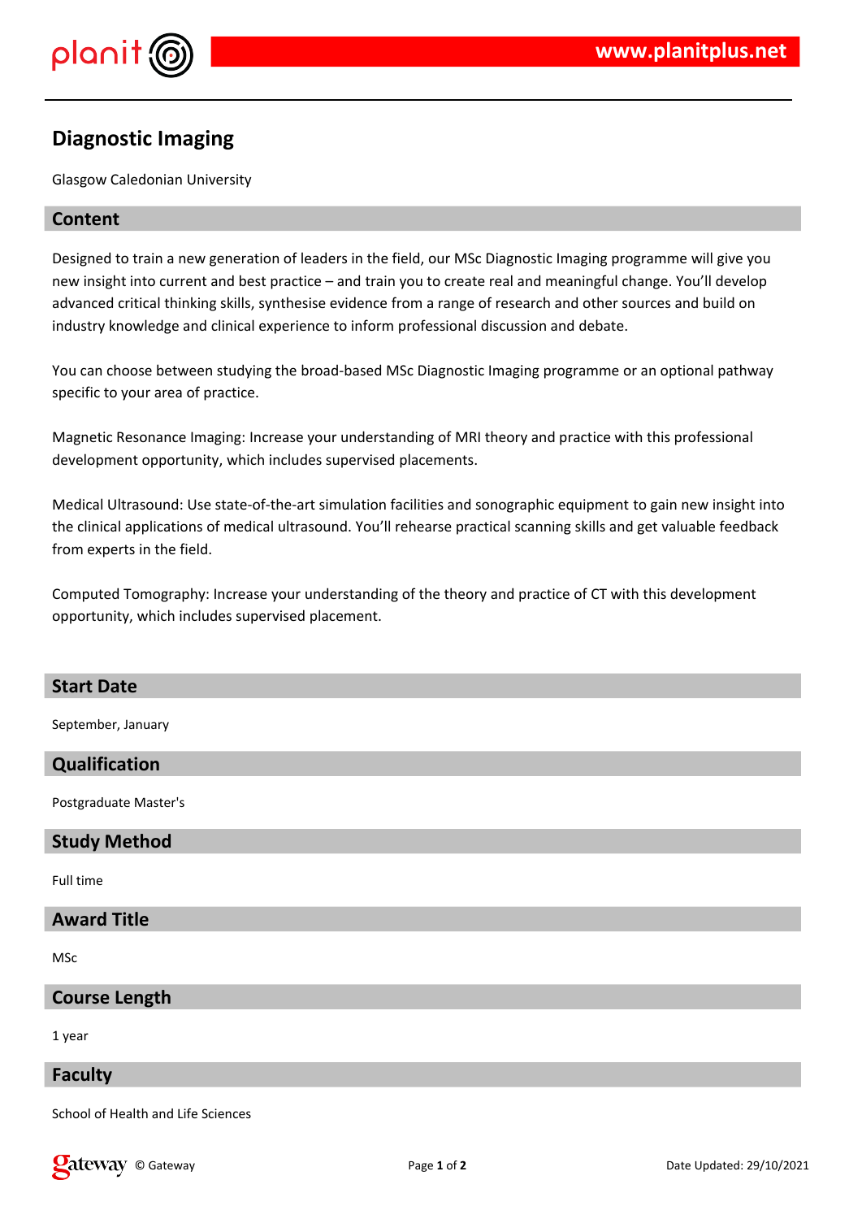# Diagnostic Imaging

Glasgow Caledonian University

## Content

Designed to train a new generation of leaders in the field, our MSc Diagnostic Imaging programme will give you new insight into current and best practice – and train you to create real and meaningful change. You'll develop advanced critical thinking skills, synthesise evidence from a range of research and other sources and build on industry knowledge and clinical experience to inform professional discussion and debate.

You can choose between studying the broad-based MSc Diagnostic Imaging programme or an optional pathway specific to your area of practice.

Magnetic Resonance Imaging: Increase your understanding of MRI theory and practice with this professional development opportunity, which includes supervised placements.

Medical Ultrasound: Use state-of-the-art simulation facilities and sonographic equipment to gain new insight into the clinical applications of medical ultrasound. You'll rehearse practical scanning skills and get valuable feedback from experts in the field.

Computed Tomography: Increase your understanding of the theory and practice of CT with this development opportunity, which includes supervised placement.

## Start Date

September, January

## Qualification

Postgraduate Master's

## Study Method

Full time

## Award Title

MSc

## Course Length

1 year

## Faculty

School of Health and Life Sciences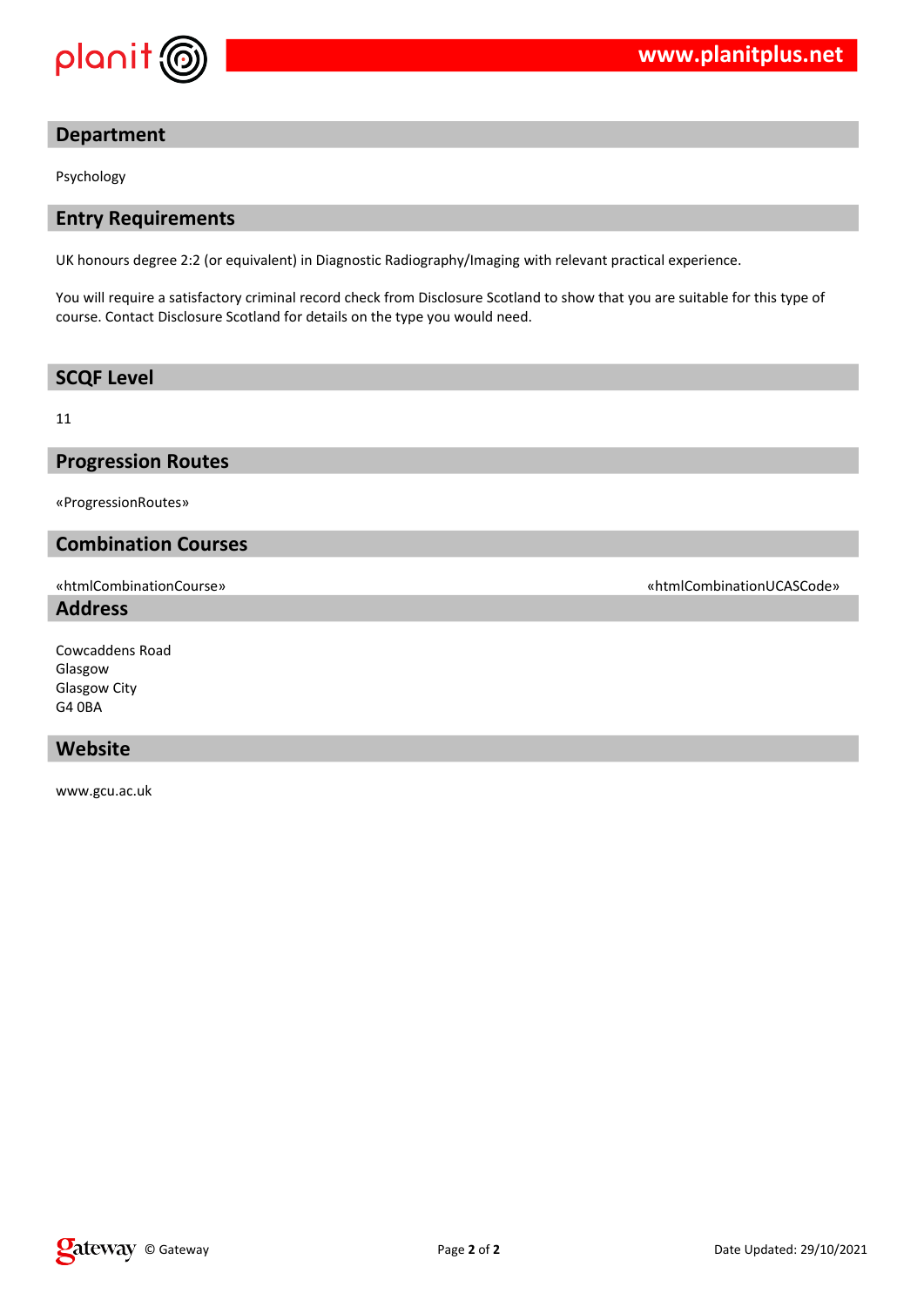## Department

Psychology

## Entry Requirements

UK honours degree 2:2 (or equivalent) in Diagnostic Radiography/Imaging with relevant practical experience.

You will require a satisfactory criminal record check from Disclosure Scotland to show that you are suitable for this type of course. Contact Disclosure Scotland for details on the type you would need.

## SCQF Level

11

## Progression Routes

«ProgressionRoutes»

## Combination Courses

«htmlCombinationCourse» «htmlCombinationUCASCode»

## Address

Cowcaddens Road
Glasgow
Glasgow City
G4 0BA

## Website

www.gcu.ac.uk